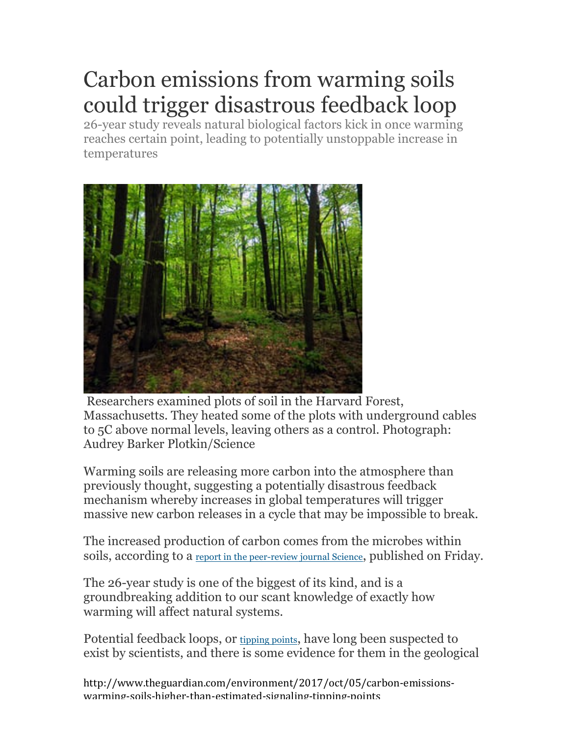# Carbon emissions from warming soils could trigger disastrous feedback loop

26-year study reveals natural biological factors kick in once warming reaches certain point, leading to potentially unstoppable increase in temperatures

Researchers examined plots of soil in the Harvard Forest, Massachusetts. They heated some of the plots with underground cables to 5C above normal levels, leaving others as a control. Photograph: Audrey Barker Plotkin/Science

Warming soils are releasing more carbon into the atmosphere than previously thought, suggesting a potentially disastrous feedback mechanism whereby increases in global temperatures will trigger massive new carbon releases in a cycle that may be impossible to break.

The increased production of carbon comes from the microbes within soils, according to a report in the peer-review journal Science, published on Friday.

The 26-year study is one of the biggest of its kind, and is a groundbreaking addition to our scant knowledge of exactly how warming will affect natural systems.

Potential feedback loops, or tipping points, have long been suspected to exist by scientists, and there is some evidence for them in the geological

http://www.theguardian.com/environment/2017/oct/05/carbon-emissions-warming-soils-higher-than-estimated-signaling-tipping-points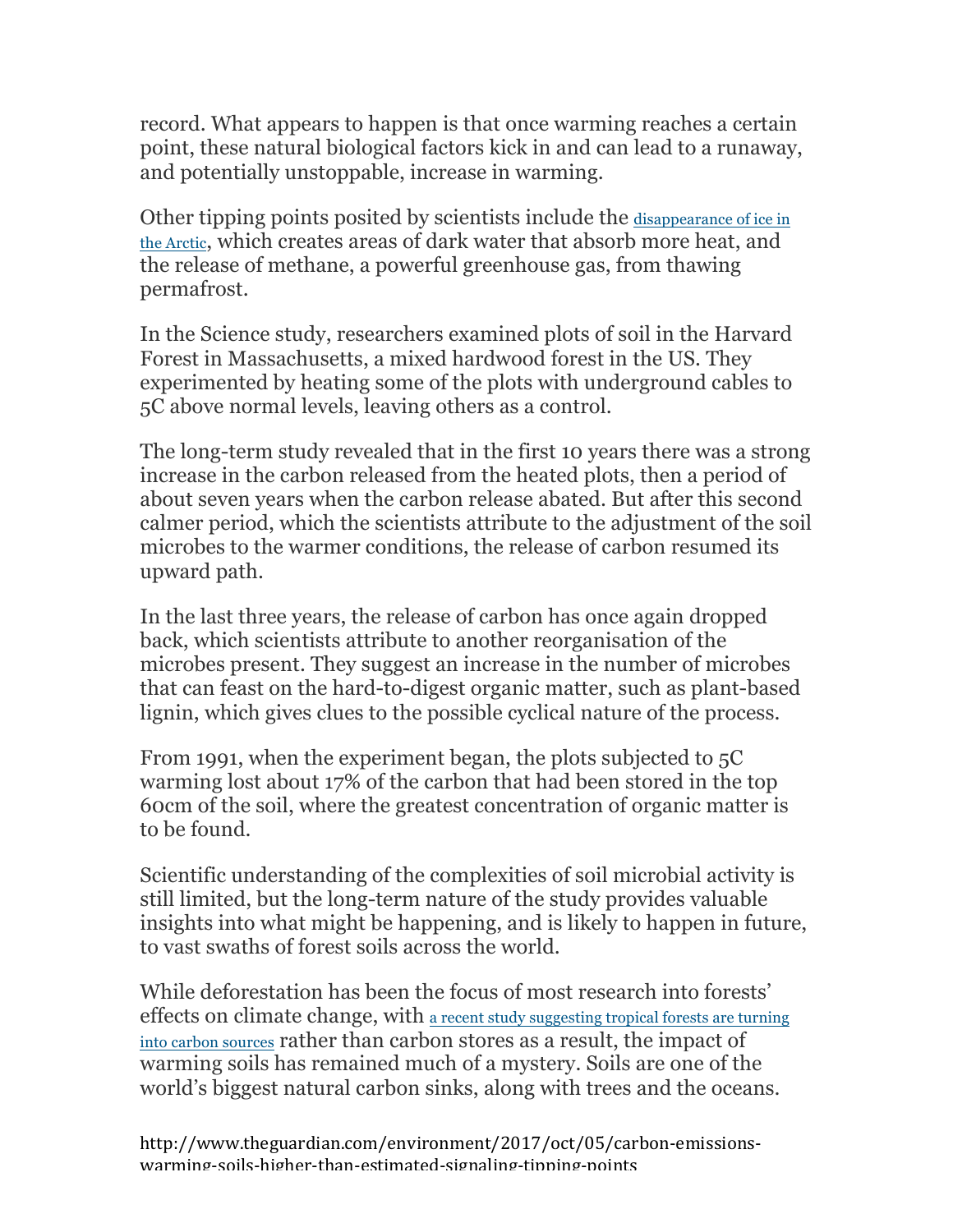record. What appears to happen is that once warming reaches a certain point, these natural biological factors kick in and can lead to a runaway, and potentially unstoppable, increase in warming.

Other tipping points posited by scientists include the [disappearance of ice in the Arctic](), which creates areas of dark water that absorb more heat, and the release of methane, a powerful greenhouse gas, from thawing permafrost.

In the Science study, researchers examined plots of soil in the Harvard Forest in Massachusetts, a mixed hardwood forest in the US. They experimented by heating some of the plots with underground cables to 5C above normal levels, leaving others as a control.

The long-term study revealed that in the first 10 years there was a strong increase in the carbon released from the heated plots, then a period of about seven years when the carbon release abated. But after this second calmer period, which the scientists attribute to the adjustment of the soil microbes to the warmer conditions, the release of carbon resumed its upward path.

In the last three years, the release of carbon has once again dropped back, which scientists attribute to another reorganisation of the microbes present. They suggest an increase in the number of microbes that can feast on the hard-to-digest organic matter, such as plant-based lignin, which gives clues to the possible cyclical nature of the process.

From 1991, when the experiment began, the plots subjected to 5C warming lost about 17% of the carbon that had been stored in the top 60cm of the soil, where the greatest concentration of organic matter is to be found.

Scientific understanding of the complexities of soil microbial activity is still limited, but the long-term nature of the study provides valuable insights into what might be happening, and is likely to happen in future, to vast swaths of forest soils across the world.

While deforestation has been the focus of most research into forests' effects on climate change, with [a recent study suggesting tropical forests are turning into carbon sources]() rather than carbon stores as a result, the impact of warming soils has remained much of a mystery. Soils are one of the world's biggest natural carbon sinks, along with trees and the oceans.

http://www.theguardian.com/environment/2017/oct/05/carbon-emissions-warming-soils-higher-than-estimated-signaling-tipping-points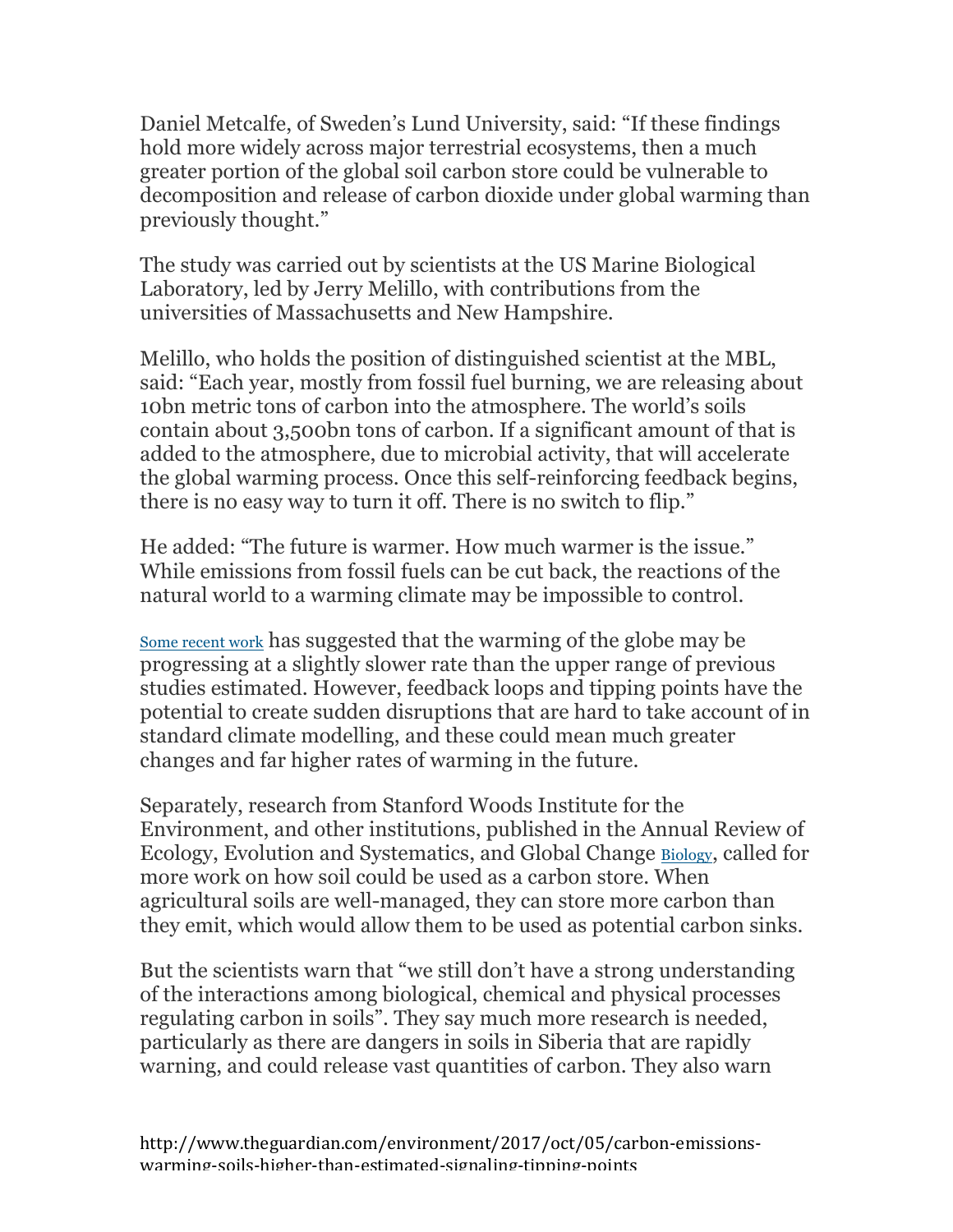Daniel Metcalfe, of Sweden's Lund University, said: "If these findings hold more widely across major terrestrial ecosystems, then a much greater portion of the global soil carbon store could be vulnerable to decomposition and release of carbon dioxide under global warming than previously thought."

The study was carried out by scientists at the US Marine Biological Laboratory, led by Jerry Melillo, with contributions from the universities of Massachusetts and New Hampshire.

Melillo, who holds the position of distinguished scientist at the MBL, said: "Each year, mostly from fossil fuel burning, we are releasing about 10bn metric tons of carbon into the atmosphere. The world's soils contain about 3,500bn tons of carbon. If a significant amount of that is added to the atmosphere, due to microbial activity, that will accelerate the global warming process. Once this self-reinforcing feedback begins, there is no easy way to turn it off. There is no switch to flip."

He added: "The future is warmer. How much warmer is the issue." While emissions from fossil fuels can be cut back, the reactions of the natural world to a warming climate may be impossible to control.

Some recent work has suggested that the warming of the globe may be progressing at a slightly slower rate than the upper range of previous studies estimated. However, feedback loops and tipping points have the potential to create sudden disruptions that are hard to take account of in standard climate modelling, and these could mean much greater changes and far higher rates of warming in the future.

Separately, research from Stanford Woods Institute for the Environment, and other institutions, published in the Annual Review of Ecology, Evolution and Systematics, and Global Change Biology, called for more work on how soil could be used as a carbon store. When agricultural soils are well-managed, they can store more carbon than they emit, which would allow them to be used as potential carbon sinks.

But the scientists warn that "we still don't have a strong understanding of the interactions among biological, chemical and physical processes regulating carbon in soils". They say much more research is needed, particularly as there are dangers in soils in Siberia that are rapidly warning, and could release vast quantities of carbon. They also warn

http://www.theguardian.com/environment/2017/oct/05/carbon-emissions-warming-soils-higher-than-estimated-signaling-tipping-points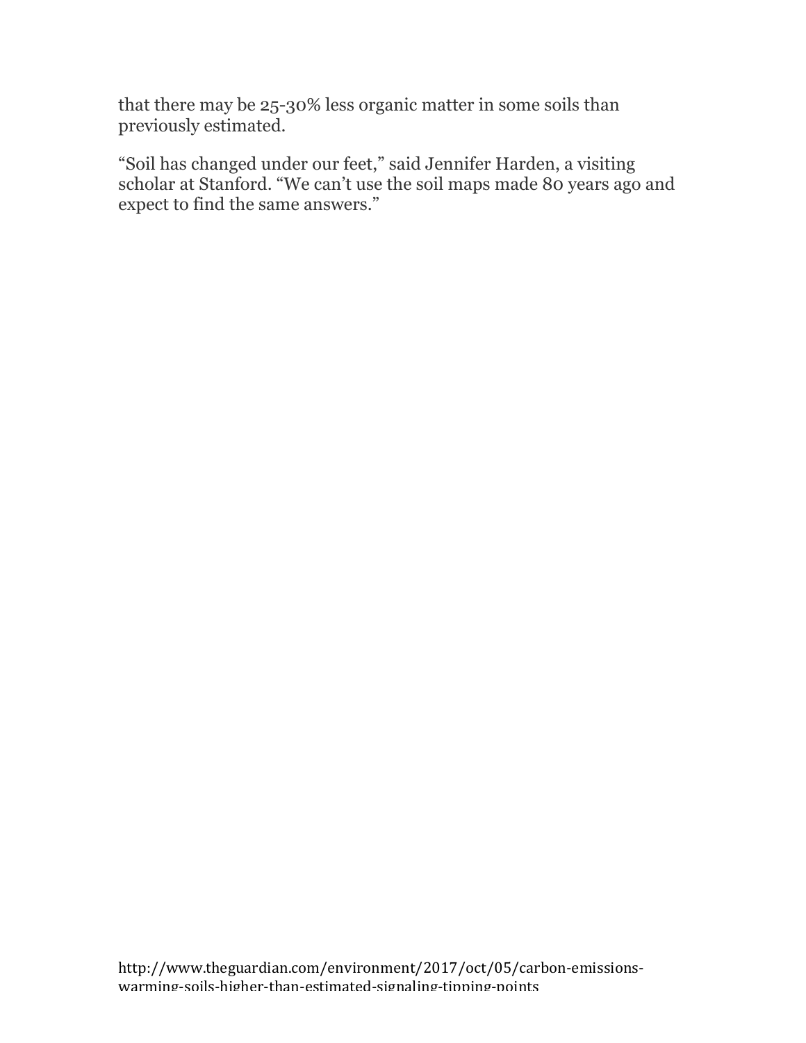that there may be 25-30% less organic matter in some soils than previously estimated.

“Soil has changed under our feet,” said Jennifer Harden, a visiting scholar at Stanford. “We can’t use the soil maps made 80 years ago and expect to find the same answers.”

http://www.theguardian.com/environment/2017/oct/05/carbon-emissions-warming-soils-higher-than-estimated-signaling-tipping-points